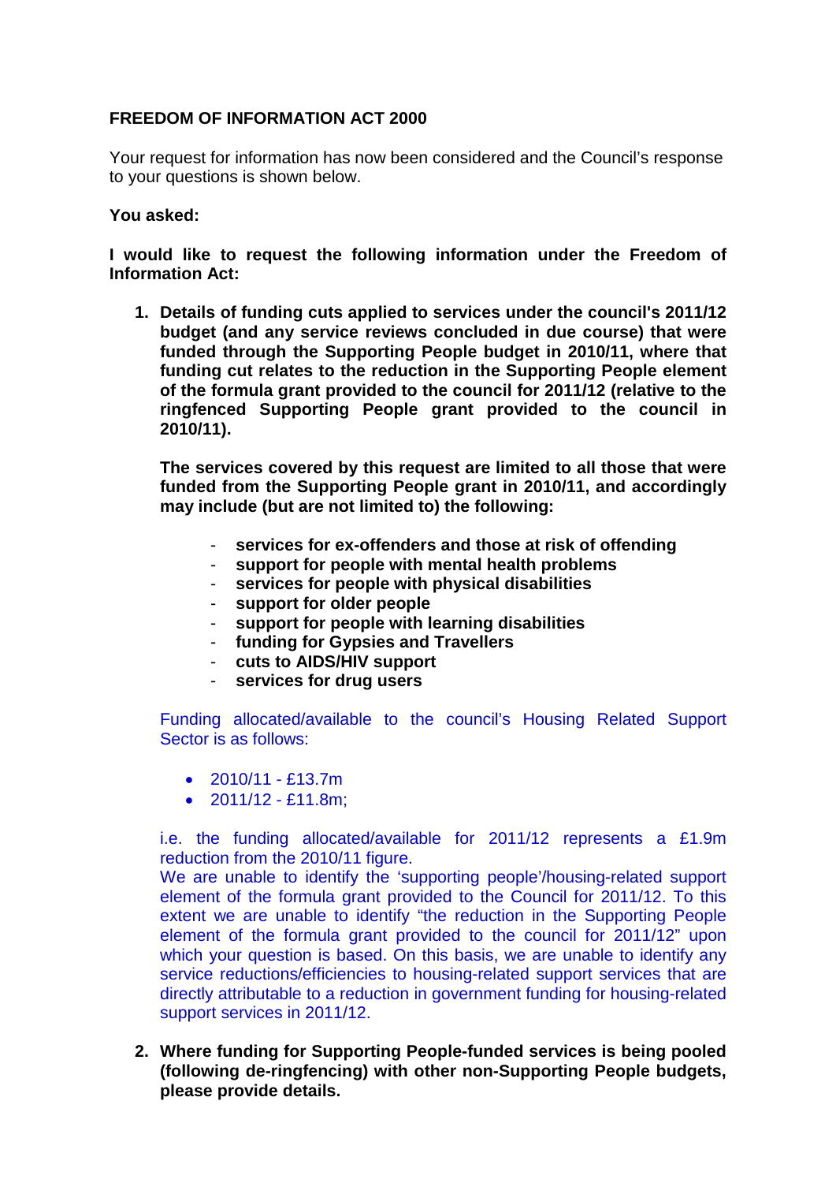**FREEDOM OF INFORMATION ACT 2000**

Your request for information has now been considered and the Council's response to your questions is shown below.

**You asked:**

**I would like to request the following information under the Freedom of Information Act:**

1. **Details of funding cuts applied to services under the council's 2011/12 budget (and any service reviews concluded in due course) that were funded through the Supporting People budget in 2010/11, where that funding cut relates to the reduction in the Supporting People element of the formula grant provided to the council for 2011/12 (relative to the ringfenced Supporting People grant provided to the council in 2010/11).**

   **The services covered by this request are limited to all those that were funded from the Supporting People grant in 2010/11, and accordingly may include (but are not limited to) the following:**

   - **services for ex-offenders and those at risk of offending**
   - **support for people with mental health problems**
   - **services for people with physical disabilities**
   - **support for older people**
   - **support for people with learning disabilities**
   - **funding for Gypsies and Travellers**
   - **cuts to AIDS/HIV support**
   - **services for drug users**

   Funding allocated/available to the council's Housing Related Support Sector is as follows:

   - 2010/11 - £13.7m
   - 2011/12 - £11.8m;

   i.e. the funding allocated/available for 2011/12 represents a £1.9m reduction from the 2010/11 figure.
   We are unable to identify the 'supporting people'/housing-related support element of the formula grant provided to the Council for 2011/12. To this extent we are unable to identify "the reduction in the Supporting People element of the formula grant provided to the council for 2011/12" upon which your question is based. On this basis, we are unable to identify any service reductions/efficiencies to housing-related support services that are directly attributable to a reduction in government funding for housing-related support services in 2011/12.

2. **Where funding for Supporting People-funded services is being pooled (following de-ringfencing) with other non-Supporting People budgets, please provide details.**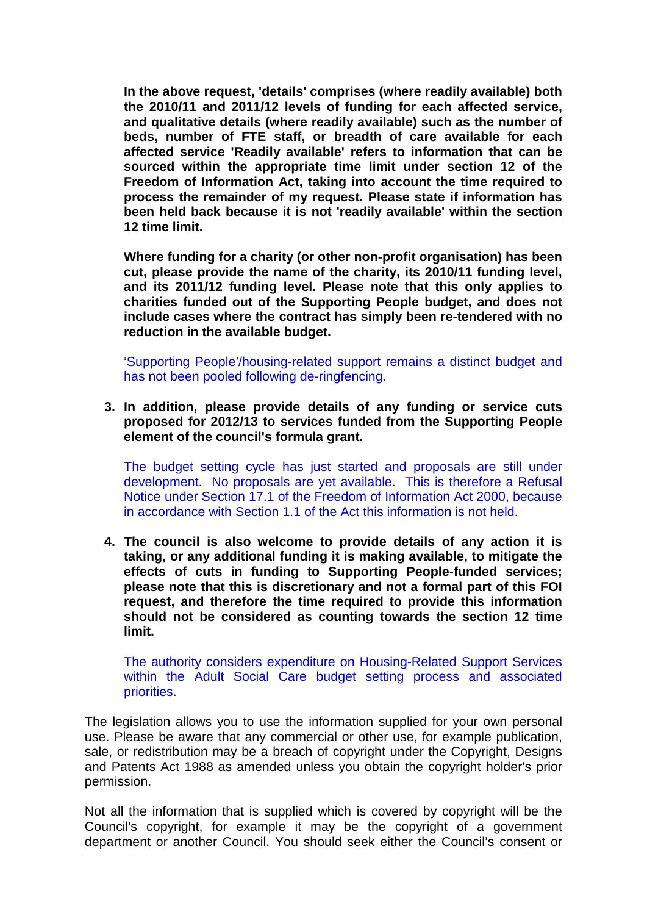**In the above request, 'details' comprises (where readily available) both the 2010/11 and 2011/12 levels of funding for each affected service, and qualitative details (where readily available) such as the number of beds, number of FTE staff, or breadth of care available for each affected service 'Readily available' refers to information that can be sourced within the appropriate time limit under section 12 of the Freedom of Information Act, taking into account the time required to process the remainder of my request. Please state if information has been held back because it is not 'readily available' within the section 12 time limit.**

**Where funding for a charity (or other non-profit organisation) has been cut, please provide the name of the charity, its 2010/11 funding level, and its 2011/12 funding level. Please note that this only applies to charities funded out of the Supporting People budget, and does not include cases where the contract has simply been re-tendered with no reduction in the available budget.**

'Supporting People'/housing-related support remains a distinct budget and has not been pooled following de-ringfencing.

3. **In addition, please provide details of any funding or service cuts proposed for 2012/13 to services funded from the Supporting People element of the council's formula grant.**

   The budget setting cycle has just started and proposals are still under development. No proposals are yet available. This is therefore a Refusal Notice under Section 17.1 of the Freedom of Information Act 2000, because in accordance with Section 1.1 of the Act this information is not held.

4. **The council is also welcome to provide details of any action it is taking, or any additional funding it is making available, to mitigate the effects of cuts in funding to Supporting People-funded services; please note that this is discretionary and not a formal part of this FOI request, and therefore the time required to provide this information should not be considered as counting towards the section 12 time limit.**

   The authority considers expenditure on Housing-Related Support Services within the Adult Social Care budget setting process and associated priorities.

The legislation allows you to use the information supplied for your own personal use. Please be aware that any commercial or other use, for example publication, sale, or redistribution may be a breach of copyright under the Copyright, Designs and Patents Act 1988 as amended unless you obtain the copyright holder's prior permission.

Not all the information that is supplied which is covered by copyright will be the Council's copyright, for example it may be the copyright of a government department or another Council. You should seek either the Council's consent or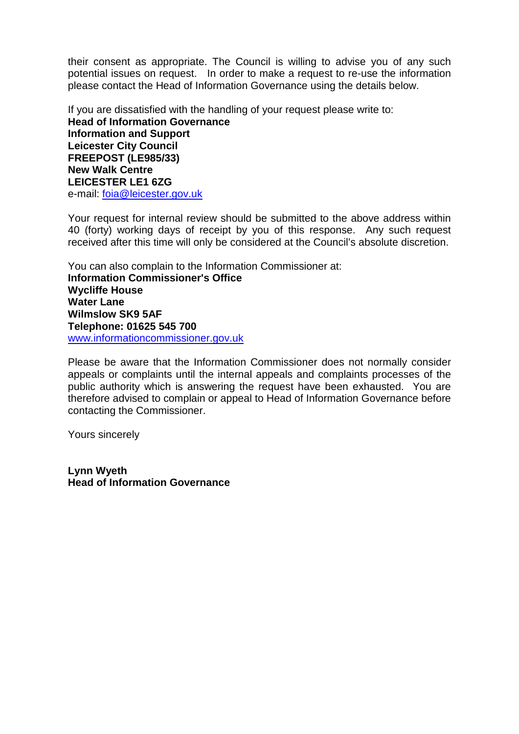their consent as appropriate. The Council is willing to advise you of any such potential issues on request. In order to make a request to re-use the information please contact the Head of Information Governance using the details below.

If you are dissatisfied with the handling of your request please write to:
**Head of Information Governance**
**Information and Support**
**Leicester City Council**
**FREEPOST (LE985/33)**
**New Walk Centre**
**LEICESTER LE1 6ZG**
e-mail: foia@leicester.gov.uk

Your request for internal review should be submitted to the above address within 40 (forty) working days of receipt by you of this response. Any such request received after this time will only be considered at the Council's absolute discretion.

You can also complain to the Information Commissioner at:
**Information Commissioner's Office**
**Wycliffe House**
**Water Lane**
**Wilmslow SK9 5AF**
**Telephone: 01625 545 700**
www.informationcommissioner.gov.uk

Please be aware that the Information Commissioner does not normally consider appeals or complaints until the internal appeals and complaints processes of the public authority which is answering the request have been exhausted. You are therefore advised to complain or appeal to Head of Information Governance before contacting the Commissioner.

Yours sincerely

**Lynn Wyeth**
**Head of Information Governance**